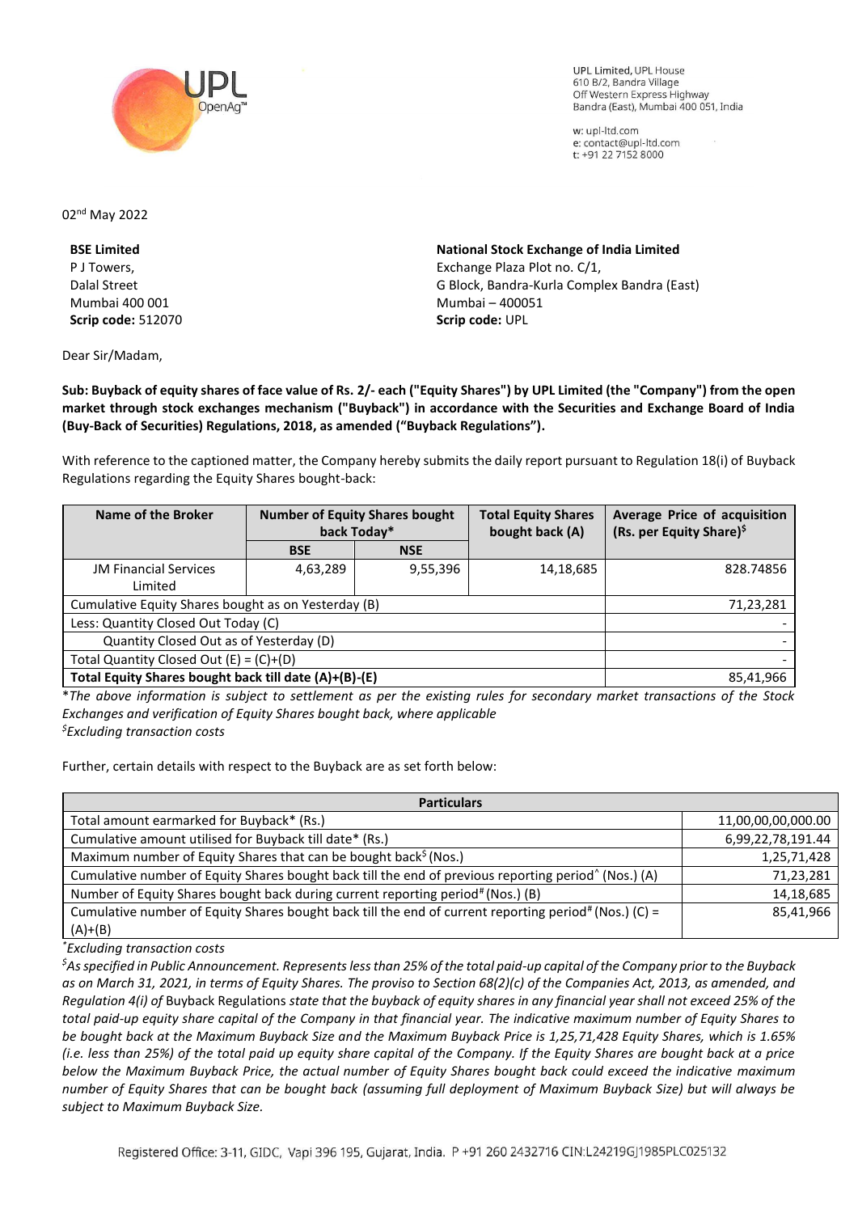UPL Limited, UPL House
610 B/2, Bandra Village
Off Western Express Highway
Bandra (East), Mumbai 400 051, India

w: upl-ltd.com
e: contact@upl-ltd.com
t: +91 22 7152 8000

02nd May 2022

**BSE Limited**
P J Towers,
Dalal Street
Mumbai 400 001
**Scrip code:** 512070

**National Stock Exchange of India Limited**
Exchange Plaza Plot no. C/1,
G Block, Bandra-Kurla Complex Bandra (East)
Mumbai – 400051
**Scrip code:** UPL

Dear Sir/Madam,

**Sub: Buyback of equity shares of face value of Rs. 2/- each ("Equity Shares") by UPL Limited (the "Company") from the open market through stock exchanges mechanism ("Buyback") in accordance with the Securities and Exchange Board of India (Buy-Back of Securities) Regulations, 2018, as amended ("Buyback Regulations").**

With reference to the captioned matter, the Company hereby submits the daily report pursuant to Regulation 18(i) of Buyback Regulations regarding the Equity Shares bought-back:

| Name of the Broker | Number of Equity Shares bought back Today* | | Total Equity Shares bought back (A) | Average Price of acquisition (Rs. per Equity Share)$ |
|---|---|---|---|---|
| | BSE | NSE | | |
| JM Financial Services Limited | 4,63,289 | 9,55,396 | 14,18,685 | 828.74856 |
| Cumulative Equity Shares bought as on Yesterday (B) | | | | 71,23,281 |
| Less: Quantity Closed Out Today (C) | | | | - |
| Quantity Closed Out as of Yesterday (D) | | | | - |
| Total Quantity Closed Out (E) = (C)+(D) | | | | - |
| **Total Equity Shares bought back till date (A)+(B)-(E)** | | | | 85,41,966 |

**The above information is subject to settlement as per the existing rules for secondary market transactions of the Stock Exchanges and verification of Equity Shares bought back, where applicable*

*$Excluding transaction costs*

Further, certain details with respect to the Buyback are as set forth below:

| Particulars | |
|---|---|
| Total amount earmarked for Buyback* (Rs.) | 11,00,00,00,000.00 |
| Cumulative amount utilised for Buyback till date* (Rs.) | 6,99,22,78,191.44 |
| Maximum number of Equity Shares that can be bought back$ (Nos.) | 1,25,71,428 |
| Cumulative number of Equity Shares bought back till the end of previous reporting period^ (Nos.) (A) | 71,23,281 |
| Number of Equity Shares bought back during current reporting period# (Nos.) (B) | 14,18,685 |
| Cumulative number of Equity Shares bought back till the end of current reporting period# (Nos.) (C) = (A)+(B) | 85,41,966 |

**Excluding transaction costs*

*$As specified in Public Announcement. Represents less than 25% of the total paid-up capital of the Company prior to the Buyback as on March 31, 2021, in terms of Equity Shares. The proviso to Section 68(2)(c) of the Companies Act, 2013, as amended, and Regulation 4(i) of Buyback Regulations state that the buyback of equity shares in any financial year shall not exceed 25% of the total paid-up equity share capital of the Company in that financial year. The indicative maximum number of Equity Shares to be bought back at the Maximum Buyback Size and the Maximum Buyback Price is 1,25,71,428 Equity Shares, which is 1.65% (i.e. less than 25%) of the total paid up equity share capital of the Company. If the Equity Shares are bought back at a price below the Maximum Buyback Price, the actual number of Equity Shares bought back could exceed the indicative maximum number of Equity Shares that can be bought back (assuming full deployment of Maximum Buyback Size) but will always be subject to Maximum Buyback Size.*

Registered Office: 3-11, GIDC, Vapi 396 195, Gujarat, India. P +91 260 2432716 CIN:L24219GJ1985PLC025132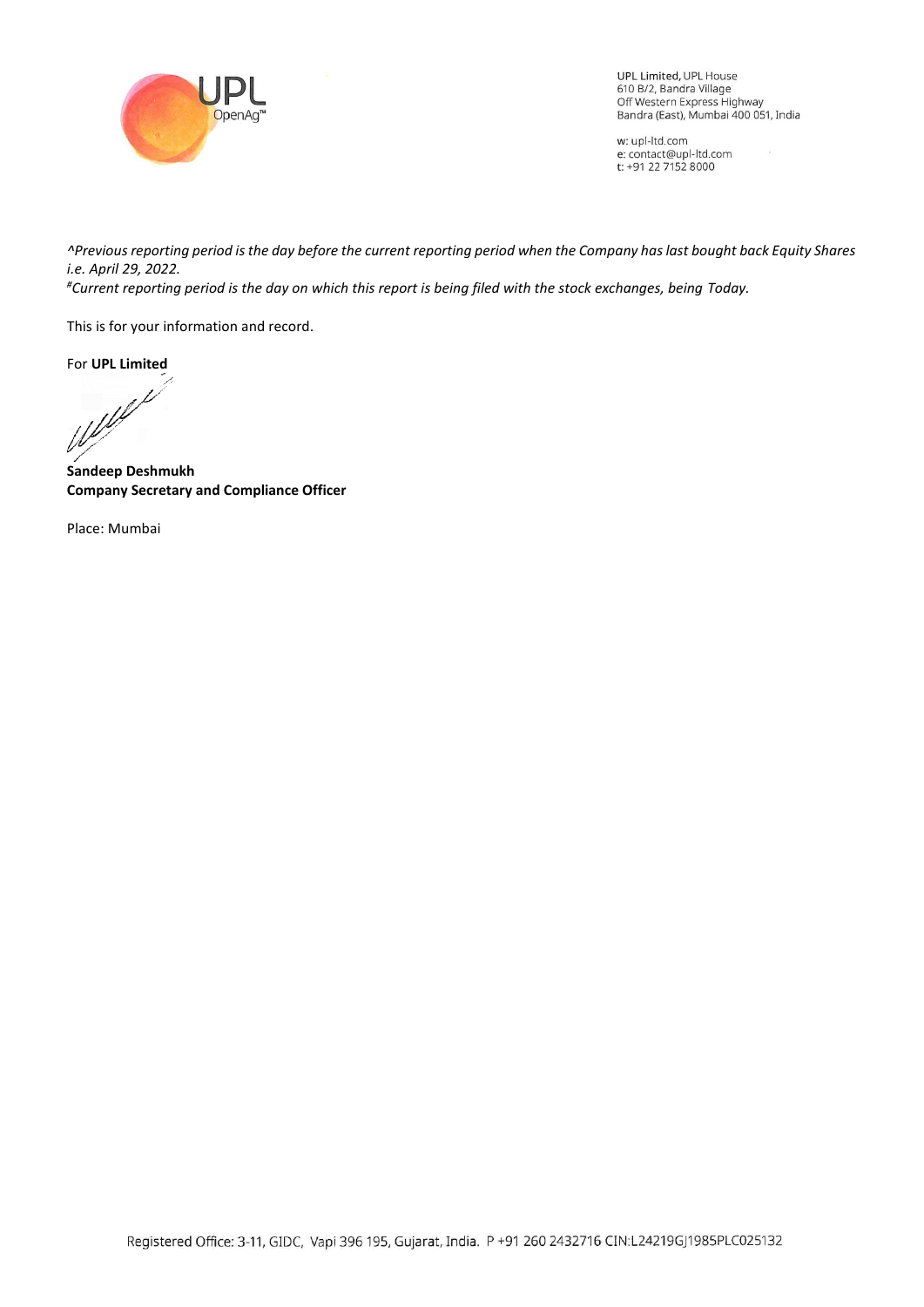^*Previous reporting period is the day before the current reporting period when the Company has last bought back Equity Shares i.e. April 29, 2022.*

#*Current reporting period is the day on which this report is being filed with the stock exchanges, being Today.*

This is for your information and record.

For **UPL Limited**

**Sandeep Deshmukh**
**Company Secretary and Compliance Officer**

Place: Mumbai